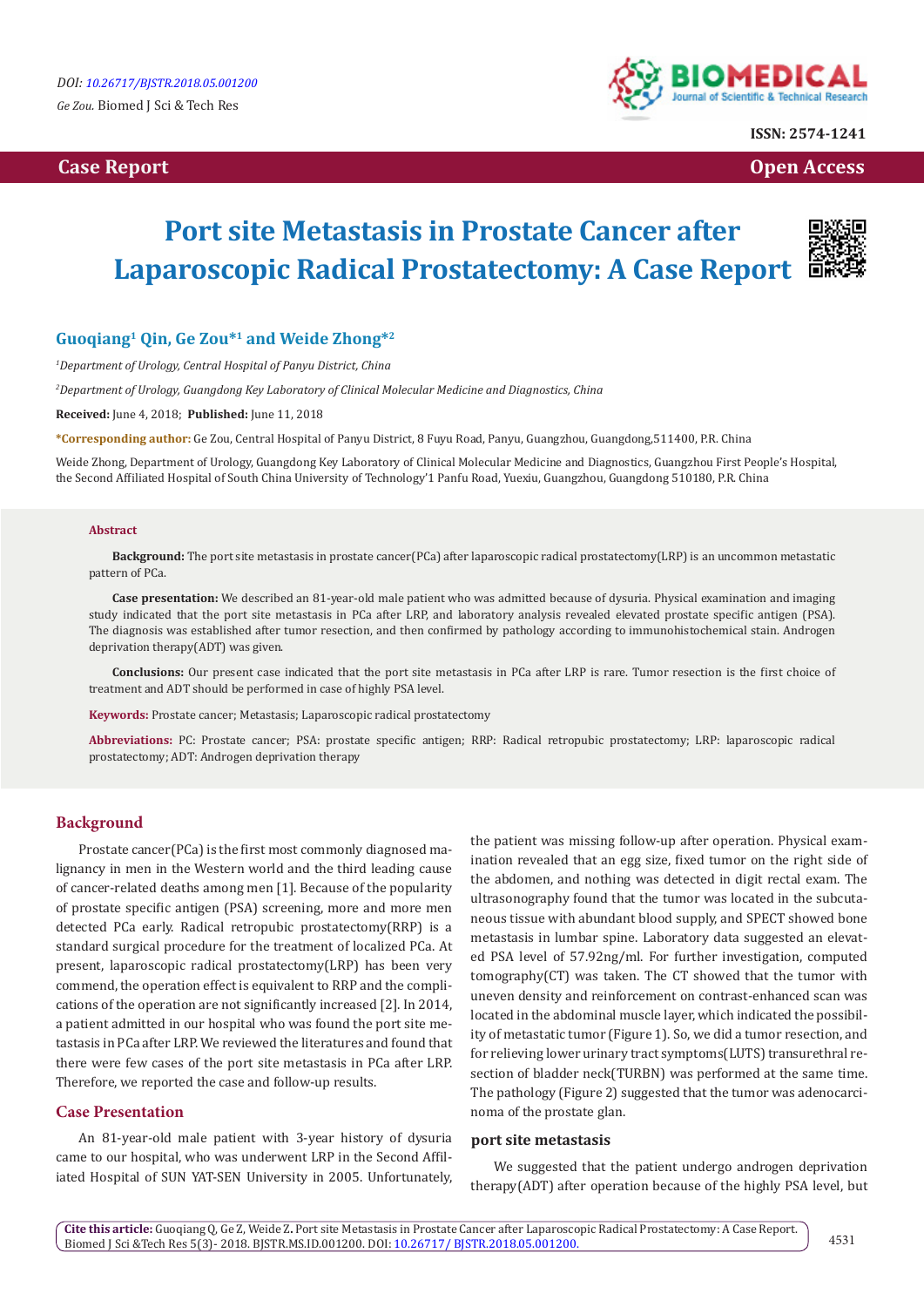**Case Report** | **Open Access**

# Port site Metastasis in Prostate Cancer after Laparoscopic Radical Prostatectomy: A Case Report

**Guoqiang[1] Qin, Ge Zou*[1] and Weide Zhong*[2]**

*[1]Department of Urology, Central Hospital of Panyu District, China*

*[2]Department of Urology, Guangdong Key Laboratory of Clinical Molecular Medicine and Diagnostics, China*

**Received:** June 4, 2018; **Published:** June 11, 2018

***Corresponding author:** Ge Zou, Central Hospital of Panyu District, 8 Fuyu Road, Panyu, Guangzhou, Guangdong,511400, P.R. China

Weide Zhong, Department of Urology, Guangdong Key Laboratory of Clinical Molecular Medicine and Diagnostics, Guangzhou First People's Hospital, the Second Affiliated Hospital of South China University of Technology'1 Panfu Road, Yuexiu, Guangzhou, Guangdong 510180, P.R. China

## Abstract

**Background:** The port site metastasis in prostate cancer(PCa) after laparoscopic radical prostatectomy(LRP) is an uncommon metastatic pattern of PCa.

**Case presentation:** We described an 81-year-old male patient who was admitted because of dysuria. Physical examination and imaging study indicated that the port site metastasis in PCa after LRP, and laboratory analysis revealed elevated prostate specific antigen (PSA). The diagnosis was established after tumor resection, and then confirmed by pathology according to immunohistochemical stain. Androgen deprivation therapy(ADT) was given.

**Conclusions:** Our present case indicated that the port site metastasis in PCa after LRP is rare. Tumor resection is the first choice of treatment and ADT should be performed in case of highly PSA level.

**Keywords:** Prostate cancer; Metastasis; Laparoscopic radical prostatectomy

**Abbreviations:** PC: Prostate cancer; PSA: prostate specific antigen; RRP: Radical retropubic prostatectomy; LRP: laparoscopic radical prostatectomy; ADT: Androgen deprivation therapy

## Background

Prostate cancer(PCa) is the first most commonly diagnosed malignancy in men in the Western world and the third leading cause of cancer-related deaths among men [1]. Because of the popularity of prostate specific antigen (PSA) screening, more and more men detected PCa early. Radical retropubic prostatectomy(RRP) is a standard surgical procedure for the treatment of localized PCa. At present, laparoscopic radical prostatectomy(LRP) has been very commend, the operation effect is equivalent to RRP and the complications of the operation are not significantly increased [2]. In 2014, a patient admitted in our hospital who was found the port site metastasis in PCa after LRP. We reviewed the literatures and found that there were few cases of the port site metastasis in PCa after LRP. Therefore, we reported the case and follow-up results.

## Case Presentation

An 81-year-old male patient with 3-year history of dysuria came to our hospital, who was underwent LRP in the Second Affiliated Hospital of SUN YAT-SEN University in 2005. Unfortunately, the patient was missing follow-up after operation. Physical examination revealed that an egg size, fixed tumor on the right side of the abdomen, and nothing was detected in digit rectal exam. The ultrasonography found that the tumor was located in the subcutaneous tissue with abundant blood supply, and SPECT showed bone metastasis in lumbar spine. Laboratory data suggested an elevated PSA level of 57.92ng/ml. For further investigation, computed tomography(CT) was taken. The CT showed that the tumor with uneven density and reinforcement on contrast-enhanced scan was located in the abdominal muscle layer, which indicated the possibility of metastatic tumor (Figure 1). So, we did a tumor resection, and for relieving lower urinary tract symptoms(LUTS) transurethral resection of bladder neck(TURBN) was performed at the same time. The pathology (Figure 2) suggested that the tumor was adenocarcinoma of the prostate glan.

### port site metastasis

We suggested that the patient undergo androgen deprivation therapy(ADT) after operation because of the highly PSA level, but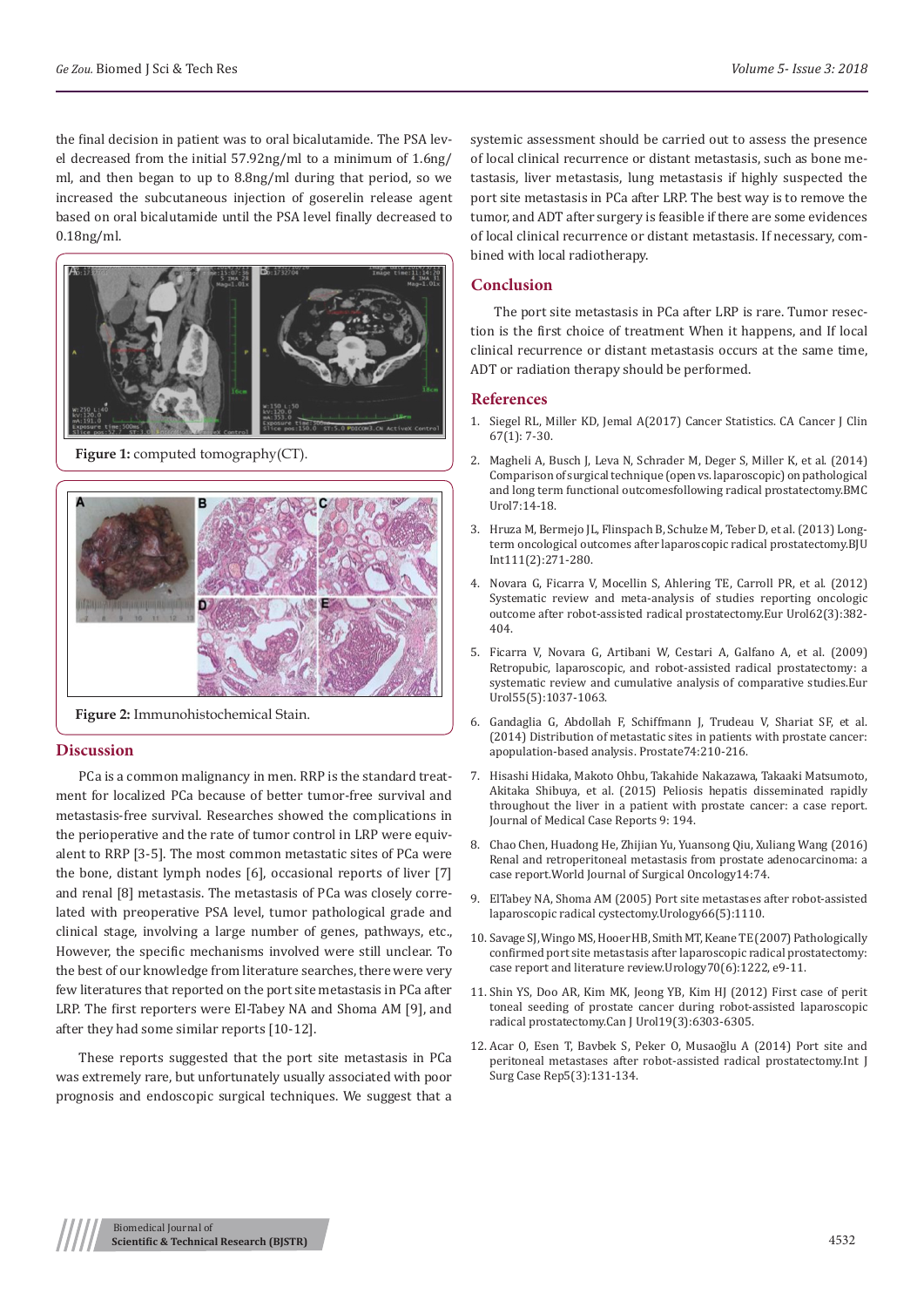the final decision in patient was to oral bicalutamide. The PSA level decreased from the initial 57.92ng/ml to a minimum of 1.6ng/ml, and then began to up to 8.8ng/ml during that period, so we increased the subcutaneous injection of goserelin release agent based on oral bicalutamide until the PSA level finally decreased to 0.18ng/ml.

**Figure 1:** computed tomography(CT).

**Figure 2:** Immunohistochemical Stain.

## Discussion

PCa is a common malignancy in men. RRP is the standard treatment for localized PCa because of better tumor-free survival and metastasis-free survival. Researches showed the complications in the perioperative and the rate of tumor control in LRP were equivalent to RRP [3-5]. The most common metastatic sites of PCa were the bone, distant lymph nodes [6], occasional reports of liver [7] and renal [8] metastasis. The metastasis of PCa was closely correlated with preoperative PSA level, tumor pathological grade and clinical stage, involving a large number of genes, pathways, etc., However, the specific mechanisms involved were still unclear. To the best of our knowledge from literature searches, there were very few literatures that reported on the port site metastasis in PCa after LRP. The first reporters were El-Tabey NA and Shoma AM [9], and after they had some similar reports [10-12].

These reports suggested that the port site metastasis in PCa was extremely rare, but unfortunately usually associated with poor prognosis and endoscopic surgical techniques. We suggest that a systemic assessment should be carried out to assess the presence of local clinical recurrence or distant metastasis, such as bone metastasis, liver metastasis, lung metastasis if highly suspected the port site metastasis in PCa after LRP. The best way is to remove the tumor, and ADT after surgery is feasible if there are some evidences of local clinical recurrence or distant metastasis. If necessary, combined with local radiotherapy.

## Conclusion

The port site metastasis in PCa after LRP is rare. Tumor resection is the first choice of treatment When it happens, and If local clinical recurrence or distant metastasis occurs at the same time, ADT or radiation therapy should be performed.

## References

1. Siegel RL, Miller KD, Jemal A(2017) Cancer Statistics. CA Cancer J Clin 67(1): 7-30.
2. Magheli A, Busch J, Leva N, Schrader M, Deger S, Miller K, et al. (2014) Comparison of surgical technique (open vs. laparoscopic) on pathological and long term functional outcomesfollowing radical prostatectomy.BMC Urol7:14-18.
3. Hruza M, Bermejo JL, Flinspach B, Schulze M, Teber D, et al. (2013) Long-term oncological outcomes after laparoscopic radical prostatectomy.BJU Int111(2):271-280.
4. Novara G, Ficarra V, Mocellin S, Ahlering TE, Carroll PR, et al. (2012) Systematic review and meta-analysis of studies reporting oncologic outcome after robot-assisted radical prostatectomy.Eur Urol62(3):382-404.
5. Ficarra V, Novara G, Artibani W, Cestari A, Galfano A, et al. (2009) Retropubic, laparoscopic, and robot-assisted radical prostatectomy: a systematic review and cumulative analysis of comparative studies.Eur Urol55(5):1037-1063.
6. Gandaglia G, Abdollah F, Schiffmann J, Trudeau V, Shariat SF, et al. (2014) Distribution of metastatic sites in patients with prostate cancer: apopulation-based analysis. Prostate74:210-216.
7. Hisashi Hidaka, Makoto Ohbu, Takahide Nakazawa, Takaaki Matsumoto, Akitaka Shibuya, et al. (2015) Peliosis hepatis disseminated rapidly throughout the liver in a patient with prostate cancer: a case report. Journal of Medical Case Reports 9: 194.
8. Chao Chen, Huadong He, Zhijian Yu, Yuansong Qiu, Xuliang Wang (2016) Renal and retroperitoneal metastasis from prostate adenocarcinoma: a case report.World Journal of Surgical Oncology14:74.
9. ElTabey NA, Shoma AM (2005) Port site metastases after robot-assisted laparoscopic radical cystectomy.Urology66(5):1110.
10. Savage SJ, Wingo MS, Hooer HB, Smith MT, Keane TE (2007) Pathologically confirmed port site metastasis after laparoscopic radical prostatectomy: case report and literature review.Urology70(6):1222, e9-11.
11. Shin YS, Doo AR, Kim MK, Jeong YB, Kim HJ (2012) First case of perit toneal seeding of prostate cancer during robot-assisted laparoscopic radical prostatectomy.Can J Urol19(3):6303-6305.
12. Acar O, Esen T, Bavbek S, Peker O, Musaoğlu A (2014) Port site and peritoneal metastases after robot-assisted radical prostatectomy.Int J Surg Case Rep5(3):131-134.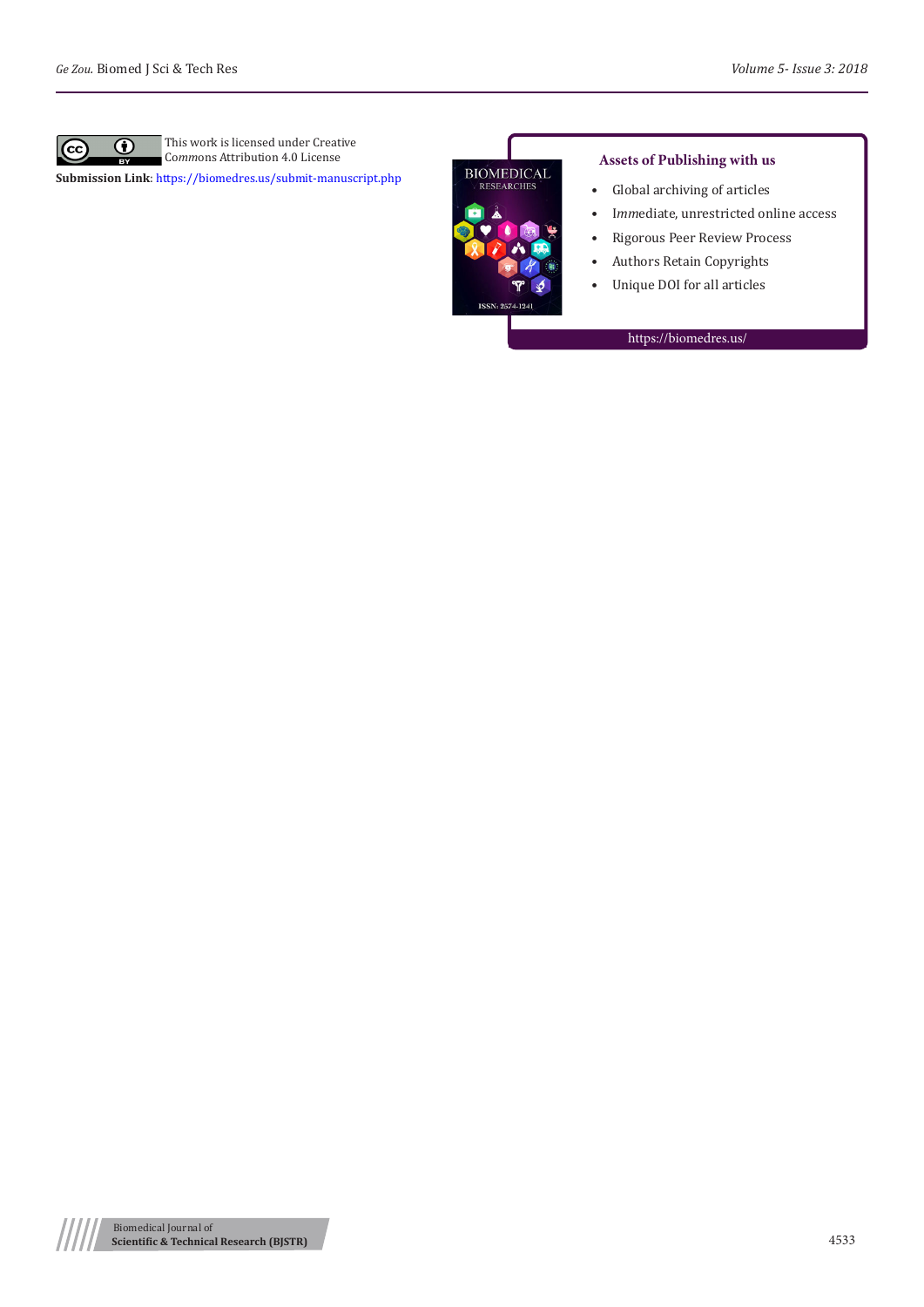This work is licensed under Creative Commons Attribution 4.0 License

**Submission Link**: https://biomedres.us/submit-manuscript.php

### Assets of Publishing with us

- Global archiving of articles
- Immediate, unrestricted online access
- Rigorous Peer Review Process
- Authors Retain Copyrights
- Unique DOI for all articles

https://biomedres.us/